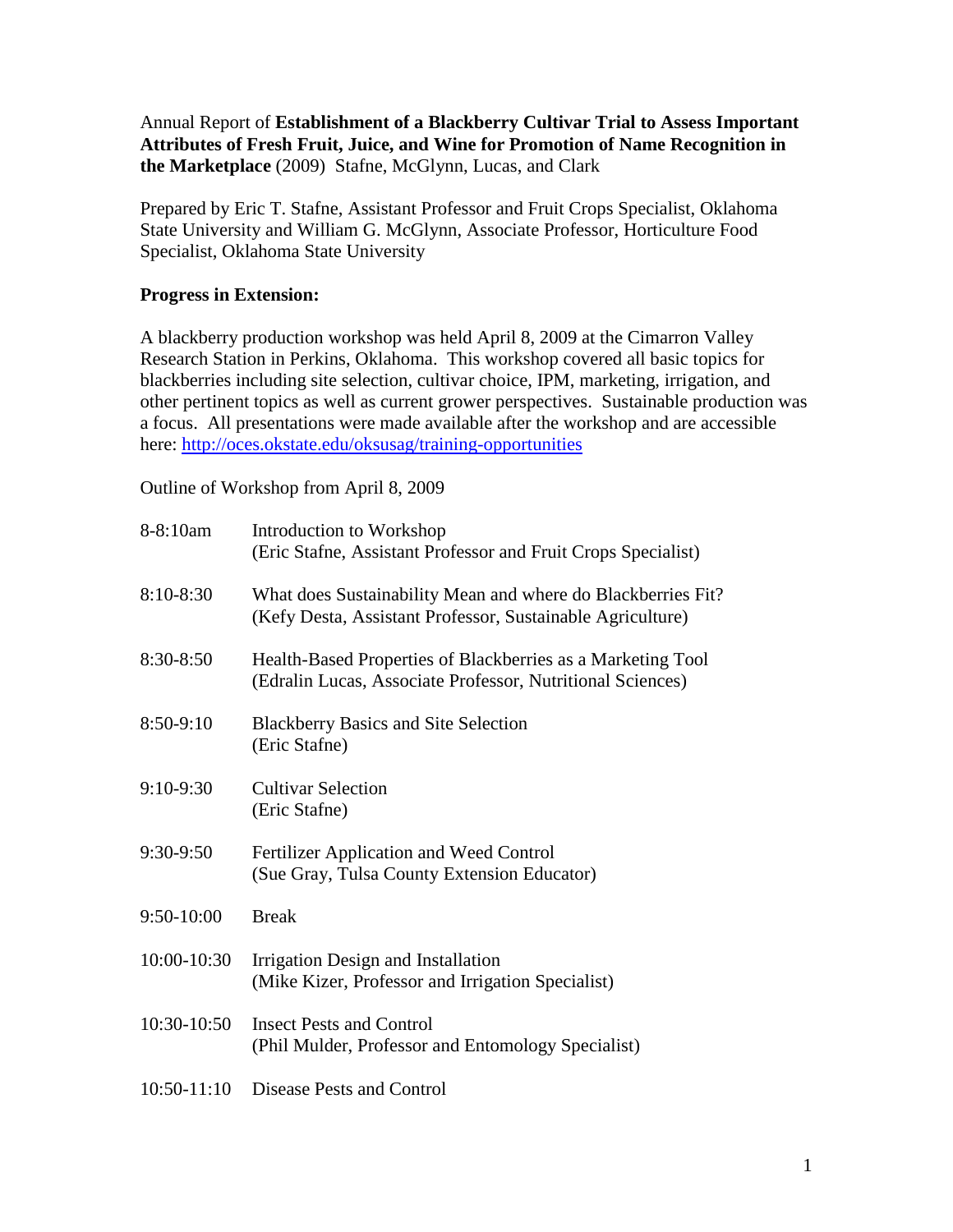Annual Report of **Establishment of a Blackberry Cultivar Trial to Assess Important Attributes of Fresh Fruit, Juice, and Wine for Promotion of Name Recognition in the Marketplace** (2009) Stafne, McGlynn, Lucas, and Clark

Prepared by Eric T. Stafne, Assistant Professor and Fruit Crops Specialist, Oklahoma State University and William G. McGlynn, Associate Professor, Horticulture Food Specialist, Oklahoma State University

**Progress in Extension:**

A blackberry production workshop was held April 8, 2009 at the Cimarron Valley Research Station in Perkins, Oklahoma. This workshop covered all basic topics for blackberries including site selection, cultivar choice, IPM, marketing, irrigation, and other pertinent topics as well as current grower perspectives. Sustainable production was a focus. All presentations were made available after the workshop and are accessible here: http://oces.okstate.edu/oksusag/training-opportunities

Outline of Workshop from April 8, 2009

| | |
|---|---|
| 8-8:10am | Introduction to Workshop (Eric Stafne, Assistant Professor and Fruit Crops Specialist) |
| 8:10-8:30 | What does Sustainability Mean and where do Blackberries Fit? (Kefy Desta, Assistant Professor, Sustainable Agriculture) |
| 8:30-8:50 | Health-Based Properties of Blackberries as a Marketing Tool (Edralin Lucas, Associate Professor, Nutritional Sciences) |
| 8:50-9:10 | Blackberry Basics and Site Selection (Eric Stafne) |
| 9:10-9:30 | Cultivar Selection (Eric Stafne) |
| 9:30-9:50 | Fertilizer Application and Weed Control (Sue Gray, Tulsa County Extension Educator) |
| 9:50-10:00 | Break |
| 10:00-10:30 | Irrigation Design and Installation (Mike Kizer, Professor and Irrigation Specialist) |
| 10:30-10:50 | Insect Pests and Control (Phil Mulder, Professor and Entomology Specialist) |
| 10:50-11:10 | Disease Pests and Control |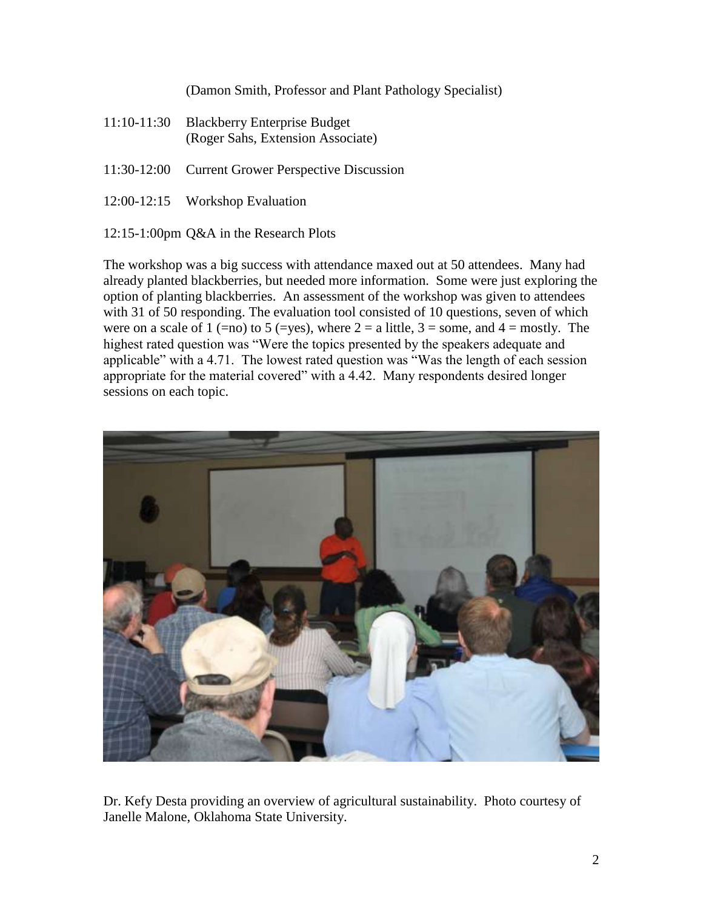(Damon Smith, Professor and Plant Pathology Specialist)

11:10-11:30 Blackberry Enterprise Budget
(Roger Sahs, Extension Associate)

11:30-12:00 Current Grower Perspective Discussion

12:00-12:15 Workshop Evaluation

12:15-1:00pm Q&A in the Research Plots

The workshop was a big success with attendance maxed out at 50 attendees. Many had already planted blackberries, but needed more information. Some were just exploring the option of planting blackberries. An assessment of the workshop was given to attendees with 31 of 50 responding. The evaluation tool consisted of 10 questions, seven of which were on a scale of 1 (=no) to 5 (=yes), where 2 = a little, 3 = some, and 4 = mostly. The highest rated question was "Were the topics presented by the speakers adequate and applicable" with a 4.71. The lowest rated question was "Was the length of each session appropriate for the material covered" with a 4.42. Many respondents desired longer sessions on each topic.

Dr. Kefy Desta providing an overview of agricultural sustainability. Photo courtesy of Janelle Malone, Oklahoma State University.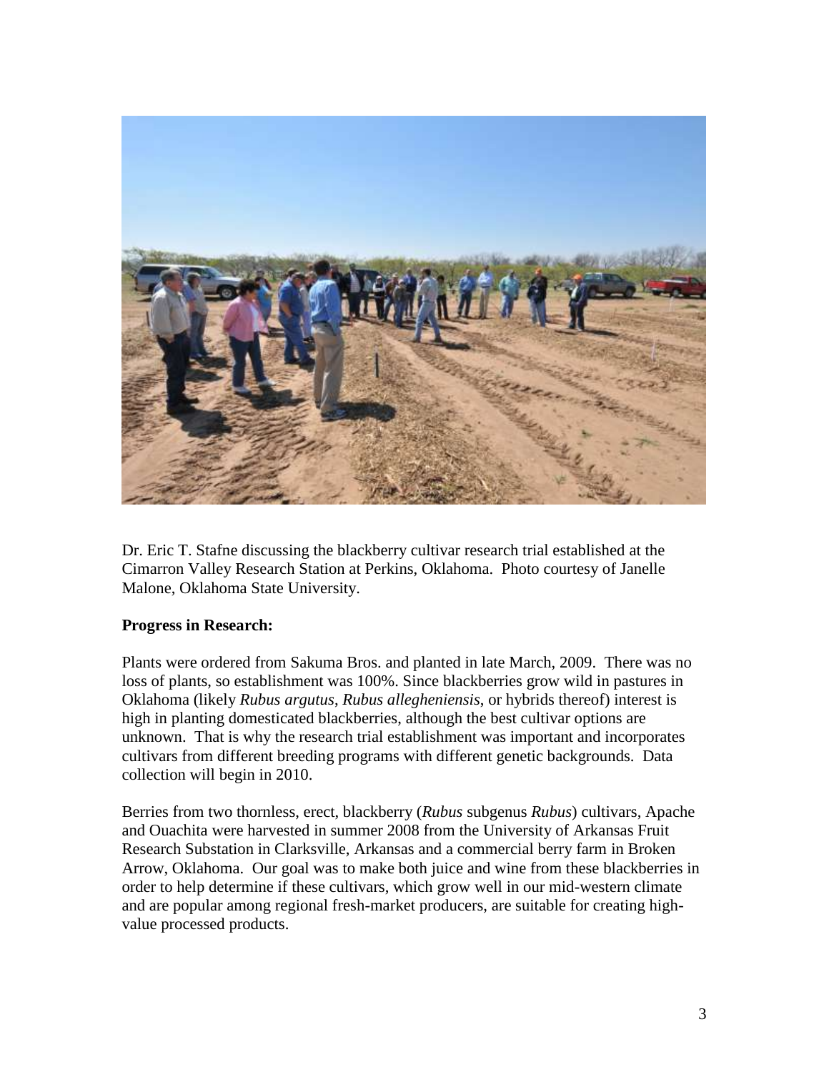Dr. Eric T. Stafne discussing the blackberry cultivar research trial established at the Cimarron Valley Research Station at Perkins, Oklahoma. Photo courtesy of Janelle Malone, Oklahoma State University.

**Progress in Research:**

Plants were ordered from Sakuma Bros. and planted in late March, 2009. There was no loss of plants, so establishment was 100%. Since blackberries grow wild in pastures in Oklahoma (likely *Rubus argutus*, *Rubus allegheniensis*, or hybrids thereof) interest is high in planting domesticated blackberries, although the best cultivar options are unknown. That is why the research trial establishment was important and incorporates cultivars from different breeding programs with different genetic backgrounds. Data collection will begin in 2010.

Berries from two thornless, erect, blackberry (*Rubus* subgenus *Rubus*) cultivars, Apache and Ouachita were harvested in summer 2008 from the University of Arkansas Fruit Research Substation in Clarksville, Arkansas and a commercial berry farm in Broken Arrow, Oklahoma. Our goal was to make both juice and wine from these blackberries in order to help determine if these cultivars, which grow well in our mid-western climate and are popular among regional fresh-market producers, are suitable for creating high-value processed products.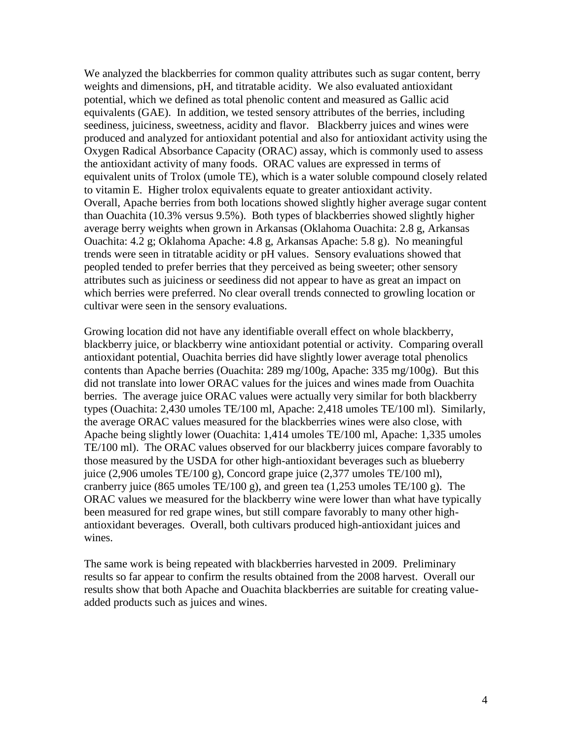We analyzed the blackberries for common quality attributes such as sugar content, berry weights and dimensions, pH, and titratable acidity. We also evaluated antioxidant potential, which we defined as total phenolic content and measured as Gallic acid equivalents (GAE). In addition, we tested sensory attributes of the berries, including seediness, juiciness, sweetness, acidity and flavor. Blackberry juices and wines were produced and analyzed for antioxidant potential and also for antioxidant activity using the Oxygen Radical Absorbance Capacity (ORAC) assay, which is commonly used to assess the antioxidant activity of many foods. ORAC values are expressed in terms of equivalent units of Trolox (umole TE), which is a water soluble compound closely related to vitamin E. Higher trolox equivalents equate to greater antioxidant activity. Overall, Apache berries from both locations showed slightly higher average sugar content than Ouachita (10.3% versus 9.5%). Both types of blackberries showed slightly higher average berry weights when grown in Arkansas (Oklahoma Ouachita: 2.8 g, Arkansas Ouachita: 4.2 g; Oklahoma Apache: 4.8 g, Arkansas Apache: 5.8 g). No meaningful trends were seen in titratable acidity or pH values. Sensory evaluations showed that peopled tended to prefer berries that they perceived as being sweeter; other sensory attributes such as juiciness or seediness did not appear to have as great an impact on which berries were preferred. No clear overall trends connected to growling location or cultivar were seen in the sensory evaluations.

Growing location did not have any identifiable overall effect on whole blackberry, blackberry juice, or blackberry wine antioxidant potential or activity. Comparing overall antioxidant potential, Ouachita berries did have slightly lower average total phenolics contents than Apache berries (Ouachita: 289 mg/100g, Apache: 335 mg/100g). But this did not translate into lower ORAC values for the juices and wines made from Ouachita berries. The average juice ORAC values were actually very similar for both blackberry types (Ouachita: 2,430 umoles TE/100 ml, Apache: 2,418 umoles TE/100 ml). Similarly, the average ORAC values measured for the blackberries wines were also close, with Apache being slightly lower (Ouachita: 1,414 umoles TE/100 ml, Apache: 1,335 umoles TE/100 ml). The ORAC values observed for our blackberry juices compare favorably to those measured by the USDA for other high-antioxidant beverages such as blueberry juice (2,906 umoles TE/100 g), Concord grape juice (2,377 umoles TE/100 ml), cranberry juice (865 umoles TE/100 g), and green tea (1,253 umoles TE/100 g). The ORAC values we measured for the blackberry wine were lower than what have typically been measured for red grape wines, but still compare favorably to many other high-antioxidant beverages. Overall, both cultivars produced high-antioxidant juices and wines.

The same work is being repeated with blackberries harvested in 2009. Preliminary results so far appear to confirm the results obtained from the 2008 harvest. Overall our results show that both Apache and Ouachita blackberries are suitable for creating value-added products such as juices and wines.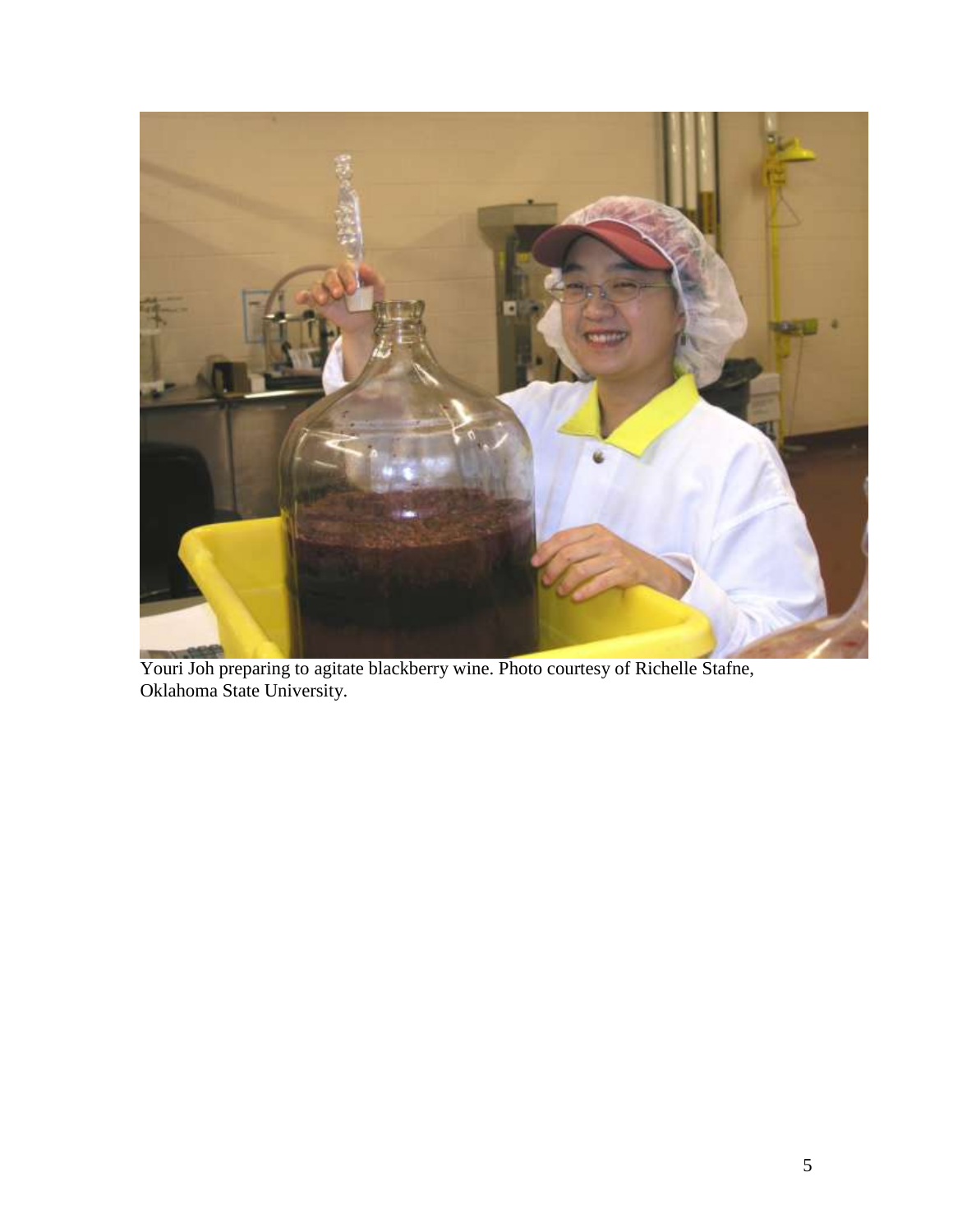Youri Joh preparing to agitate blackberry wine. Photo courtesy of Richelle Stafne, Oklahoma State University.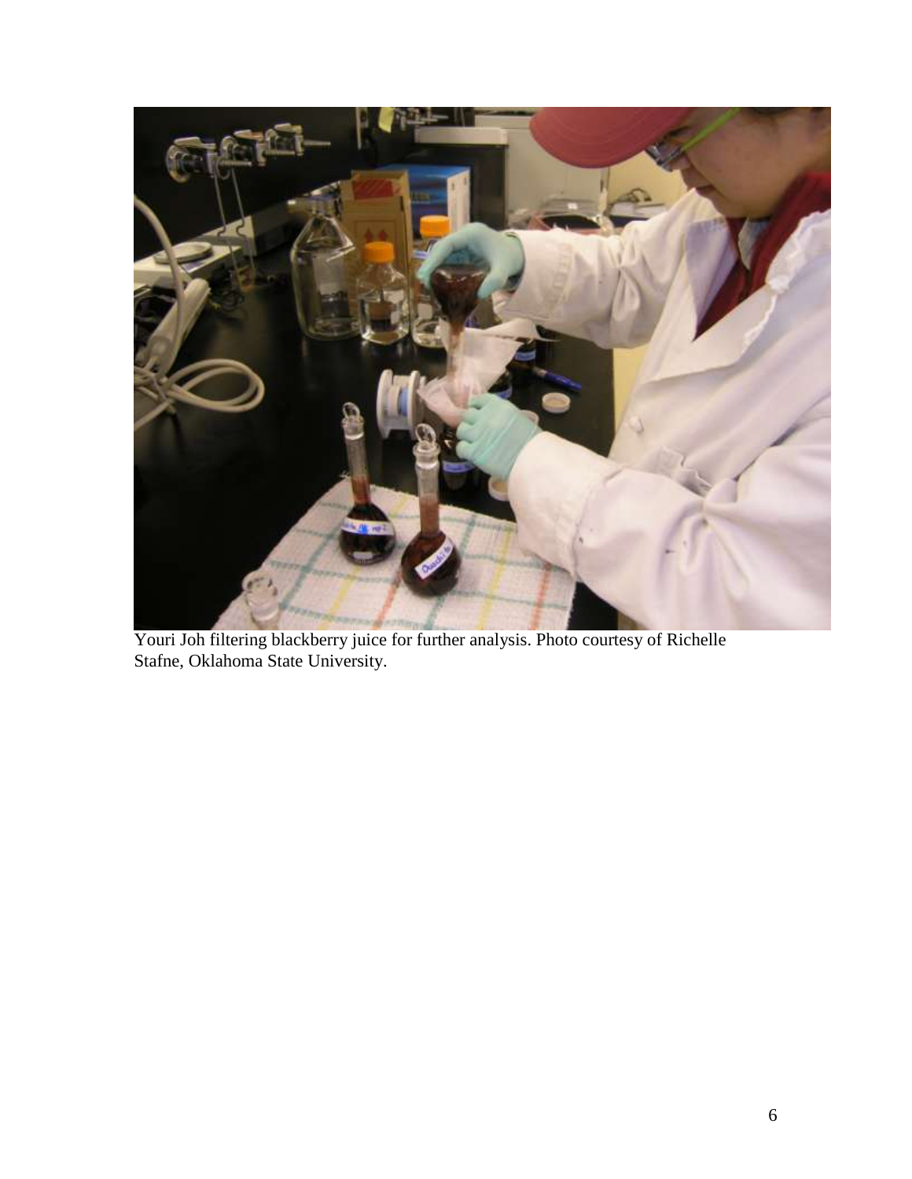Youri Joh filtering blackberry juice for further analysis. Photo courtesy of Richelle Stafne, Oklahoma State University.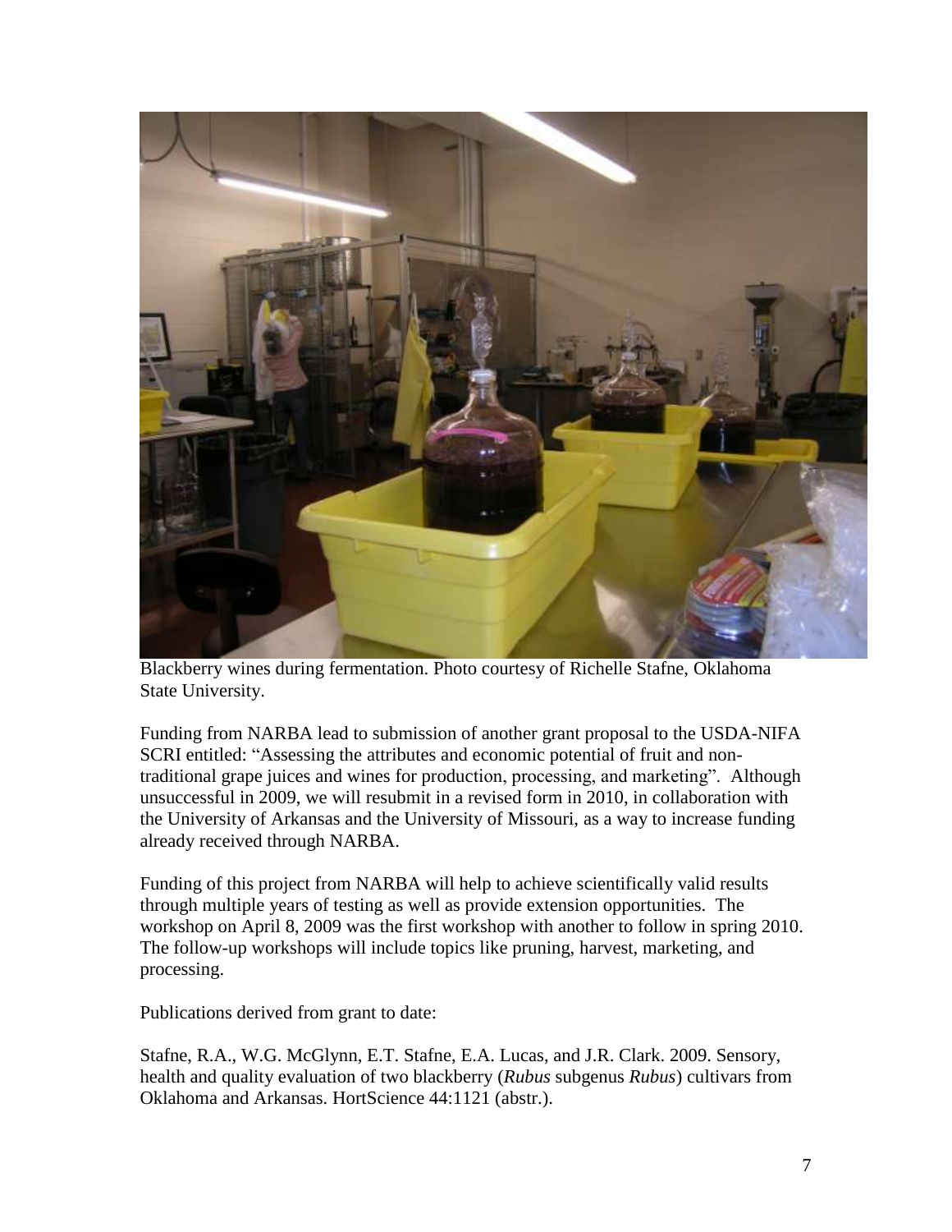Blackberry wines during fermentation. Photo courtesy of Richelle Stafne, Oklahoma State University.

Funding from NARBA lead to submission of another grant proposal to the USDA-NIFA SCRI entitled: "Assessing the attributes and economic potential of fruit and non-traditional grape juices and wines for production, processing, and marketing". Although unsuccessful in 2009, we will resubmit in a revised form in 2010, in collaboration with the University of Arkansas and the University of Missouri, as a way to increase funding already received through NARBA.

Funding of this project from NARBA will help to achieve scientifically valid results through multiple years of testing as well as provide extension opportunities. The workshop on April 8, 2009 was the first workshop with another to follow in spring 2010. The follow-up workshops will include topics like pruning, harvest, marketing, and processing.

Publications derived from grant to date:

Stafne, R.A., W.G. McGlynn, E.T. Stafne, E.A. Lucas, and J.R. Clark. 2009. Sensory, health and quality evaluation of two blackberry (*Rubus* subgenus *Rubus*) cultivars from Oklahoma and Arkansas. HortScience 44:1121 (abstr.).